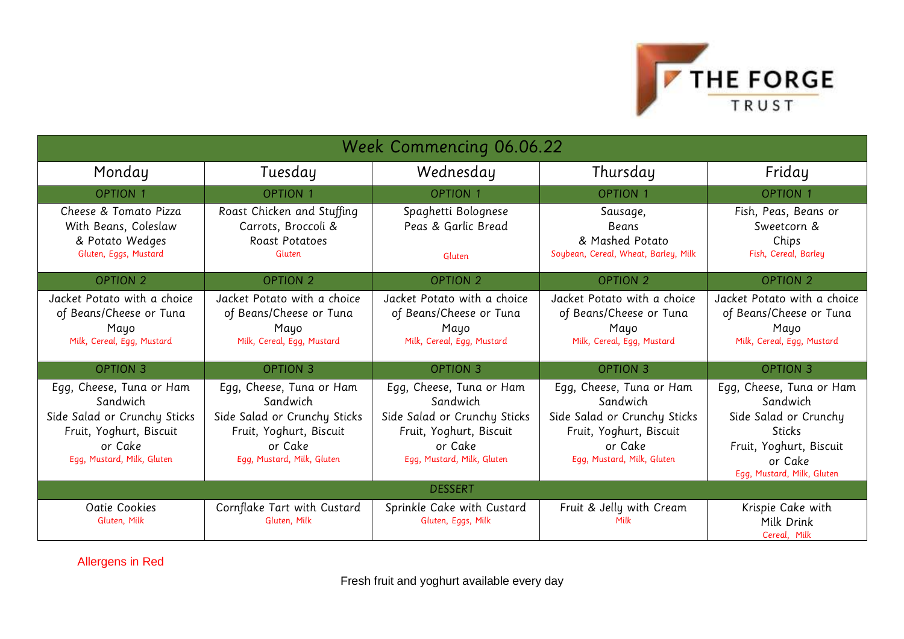THE FORGE TRUST

| Week Commencing 06.06.22 | | | | |
|---|---|---|---|---|
| Monday | Tuesday | Wednesday | Thursday | Friday |
| OPTION 1 | OPTION 1 | OPTION 1 | OPTION 1 | OPTION 1 |
| Cheese & Tomato Pizza With Beans, Coleslaw & Potato Wedges<br>Gluten, Eggs, Mustard | Roast Chicken and Stuffing Carrots, Broccoli & Roast Potatoes<br>Gluten | Spaghetti Bolognese Peas & Garlic Bread<br>Gluten | Sausage, Beans & Mashed Potato<br>Soybean, Cereal, Wheat, Barley, Milk | Fish, Peas, Beans or Sweetcorn & Chips<br>Fish, Cereal, Barley |
| OPTION 2 | OPTION 2 | OPTION 2 | OPTION 2 | OPTION 2 |
| Jacket Potato with a choice of Beans/Cheese or Tuna Mayo<br>Milk, Cereal, Egg, Mustard | Jacket Potato with a choice of Beans/Cheese or Tuna Mayo<br>Milk, Cereal, Egg, Mustard | Jacket Potato with a choice of Beans/Cheese or Tuna Mayo<br>Milk, Cereal, Egg, Mustard | Jacket Potato with a choice of Beans/Cheese or Tuna Mayo<br>Milk, Cereal, Egg, Mustard | Jacket Potato with a choice of Beans/Cheese or Tuna Mayo<br>Milk, Cereal, Egg, Mustard |
| OPTION 3 | OPTION 3 | OPTION 3 | OPTION 3 | OPTION 3 |
| Egg, Cheese, Tuna or Ham Sandwich<br>Side Salad or Crunchy Sticks<br>Fruit, Yoghurt, Biscuit or Cake<br>Egg, Mustard, Milk, Gluten | Egg, Cheese, Tuna or Ham Sandwich<br>Side Salad or Crunchy Sticks<br>Fruit, Yoghurt, Biscuit or Cake<br>Egg, Mustard, Milk, Gluten | Egg, Cheese, Tuna or Ham Sandwich<br>Side Salad or Crunchy Sticks<br>Fruit, Yoghurt, Biscuit or Cake<br>Egg, Mustard, Milk, Gluten | Egg, Cheese, Tuna or Ham Sandwich<br>Side Salad or Crunchy Sticks<br>Fruit, Yoghurt, Biscuit or Cake<br>Egg, Mustard, Milk, Gluten | Egg, Cheese, Tuna or Ham Sandwich<br>Side Salad or Crunchy Sticks<br>Fruit, Yoghurt, Biscuit or Cake<br>Egg, Mustard, Milk, Gluten |
| DESSERT | | | | |
| Oatie Cookies<br>Gluten, Milk | Cornflake Tart with Custard<br>Gluten, Milk | Sprinkle Cake with Custard<br>Gluten, Eggs, Milk | Fruit & Jelly with Cream<br>Milk | Krispie Cake with Milk Drink<br>Cereal, Milk |

Allergens in Red

Fresh fruit and yoghurt available every day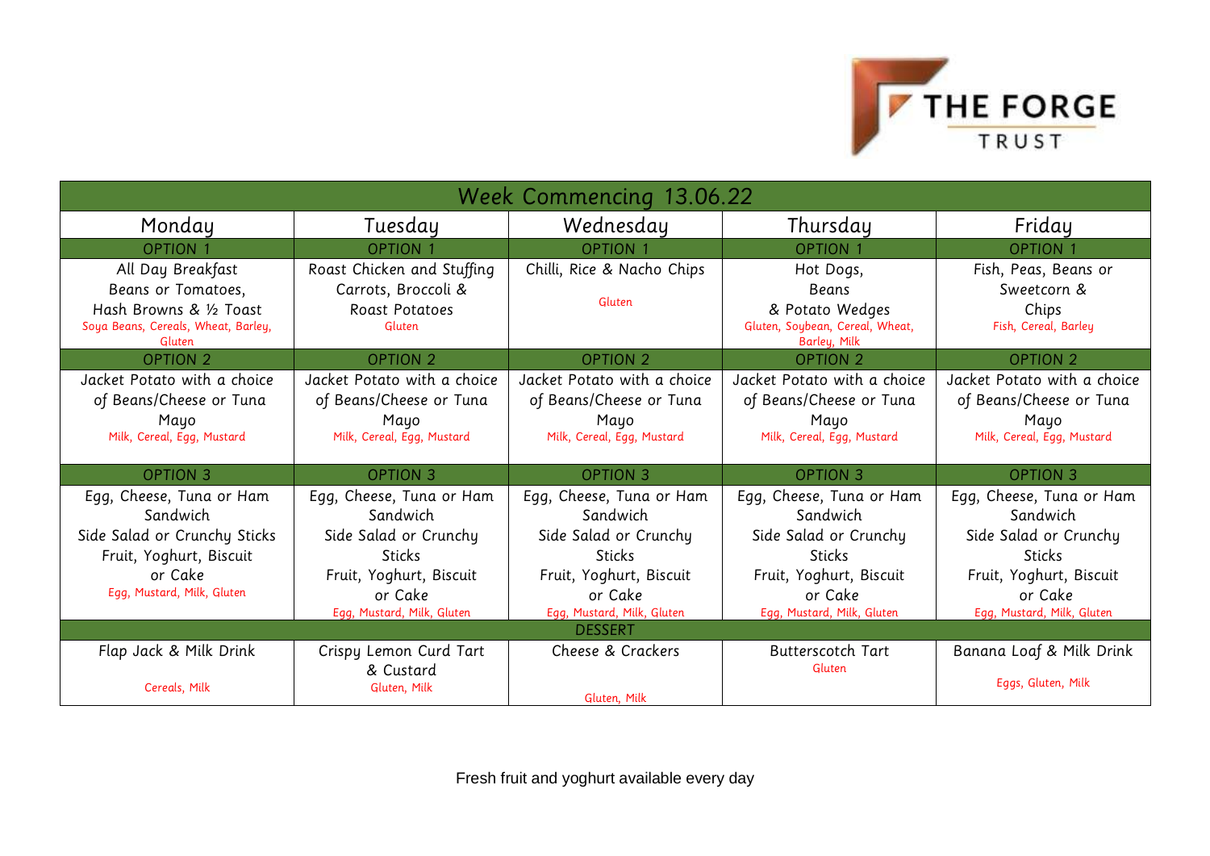THE FORGE TRUST

| Week Commencing 13.06.22 | | | | |
|---|---|---|---|---|
| **Monday** | **Tuesday** | **Wednesday** | **Thursday** | **Friday** |
| OPTION 1 | OPTION 1 | OPTION 1 | OPTION 1 | OPTION 1 |
| All Day Breakfast<br>Beans or Tomatoes,<br>Hash Browns & ½ Toast<br>Soya Beans, Cereals, Wheat, Barley, Gluten | Roast Chicken and Stuffing<br>Carrots, Broccoli &<br>Roast Potatoes<br>Gluten | Chilli, Rice & Nacho Chips<br>Gluten | Hot Dogs,<br>Beans<br>& Potato Wedges<br>Gluten, Soybean, Cereal, Wheat, Barley, Milk | Fish, Peas, Beans or<br>Sweetcorn &<br>Chips<br>Fish, Cereal, Barley |
| OPTION 2 | OPTION 2 | OPTION 2 | OPTION 2 | OPTION 2 |
| Jacket Potato with a choice of Beans/Cheese or Tuna Mayo<br>Milk, Cereal, Egg, Mustard | Jacket Potato with a choice of Beans/Cheese or Tuna Mayo<br>Milk, Cereal, Egg, Mustard | Jacket Potato with a choice of Beans/Cheese or Tuna Mayo<br>Milk, Cereal, Egg, Mustard | Jacket Potato with a choice of Beans/Cheese or Tuna Mayo<br>Milk, Cereal, Egg, Mustard | Jacket Potato with a choice of Beans/Cheese or Tuna Mayo<br>Milk, Cereal, Egg, Mustard |
| OPTION 3 | OPTION 3 | OPTION 3 | OPTION 3 | OPTION 3 |
| Egg, Cheese, Tuna or Ham Sandwich<br>Side Salad or Crunchy Sticks<br>Fruit, Yoghurt, Biscuit or Cake<br>Egg, Mustard, Milk, Gluten | Egg, Cheese, Tuna or Ham Sandwich<br>Side Salad or Crunchy Sticks<br>Fruit, Yoghurt, Biscuit or Cake<br>Egg, Mustard, Milk, Gluten | Egg, Cheese, Tuna or Ham Sandwich<br>Side Salad or Crunchy Sticks<br>Fruit, Yoghurt, Biscuit or Cake<br>Egg, Mustard, Milk, Gluten | Egg, Cheese, Tuna or Ham Sandwich<br>Side Salad or Crunchy Sticks<br>Fruit, Yoghurt, Biscuit or Cake<br>Egg, Mustard, Milk, Gluten | Egg, Cheese, Tuna or Ham Sandwich<br>Side Salad or Crunchy Sticks<br>Fruit, Yoghurt, Biscuit or Cake<br>Egg, Mustard, Milk, Gluten |
| DESSERT | | | | |
| Flap Jack & Milk Drink<br>Cereals, Milk | Crispy Lemon Curd Tart & Custard<br>Gluten, Milk | Cheese & Crackers<br>Gluten, Milk | Butterscotch Tart<br>Gluten | Banana Loaf & Milk Drink<br>Eggs, Gluten, Milk |

Fresh fruit and yoghurt available every day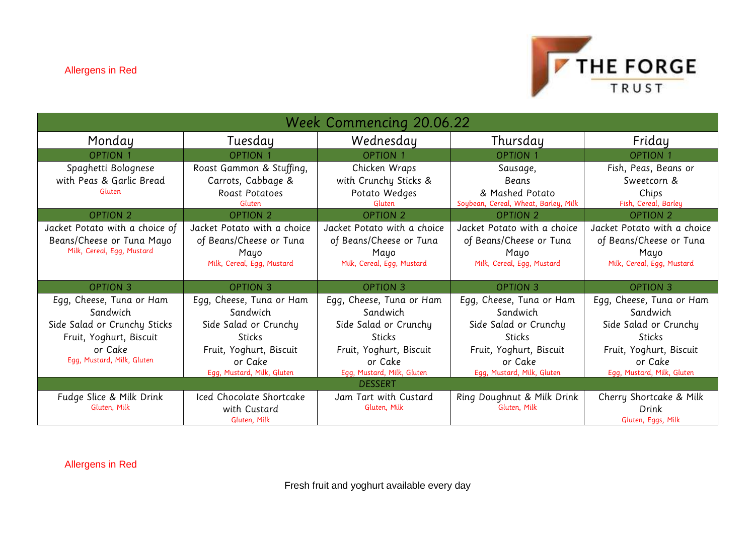Allergens in Red

THE FORGE TRUST

| Week Commencing 20.06.22 | | | | |
|---|---|---|---|---|
| Monday | Tuesday | Wednesday | Thursday | Friday |
| OPTION 1 | OPTION 1 | OPTION 1 | OPTION 1 | OPTION 1 |
| Spaghetti Bolognese with Peas & Garlic Bread<br>Gluten | Roast Gammon & Stuffing, Carrots, Cabbage & Roast Potatoes<br>Gluten | Chicken Wraps with Crunchy Sticks & Potato Wedges<br>Gluten | Sausage, Beans & Mashed Potato<br>Soybean, Cereal, Wheat, Barley, Milk | Fish, Peas, Beans or Sweetcorn & Chips<br>Fish, Cereal, Barley |
| OPTION 2 | OPTION 2 | OPTION 2 | OPTION 2 | OPTION 2 |
| Jacket Potato with a choice of Beans/Cheese or Tuna Mayo<br>Milk, Cereal, Egg, Mustard | Jacket Potato with a choice of Beans/Cheese or Tuna Mayo<br>Milk, Cereal, Egg, Mustard | Jacket Potato with a choice of Beans/Cheese or Tuna Mayo<br>Milk, Cereal, Egg, Mustard | Jacket Potato with a choice of Beans/Cheese or Tuna Mayo<br>Milk, Cereal, Egg, Mustard | Jacket Potato with a choice of Beans/Cheese or Tuna Mayo<br>Milk, Cereal, Egg, Mustard |
| OPTION 3 | OPTION 3 | OPTION 3 | OPTION 3 | OPTION 3 |
| Egg, Cheese, Tuna or Ham Sandwich<br>Side Salad or Crunchy Sticks<br>Fruit, Yoghurt, Biscuit or Cake<br>Egg, Mustard, Milk, Gluten | Egg, Cheese, Tuna or Ham Sandwich<br>Side Salad or Crunchy Sticks<br>Fruit, Yoghurt, Biscuit or Cake<br>Egg, Mustard, Milk, Gluten | Egg, Cheese, Tuna or Ham Sandwich<br>Side Salad or Crunchy Sticks<br>Fruit, Yoghurt, Biscuit or Cake<br>Egg, Mustard, Milk, Gluten | Egg, Cheese, Tuna or Ham Sandwich<br>Side Salad or Crunchy Sticks<br>Fruit, Yoghurt, Biscuit or Cake<br>Egg, Mustard, Milk, Gluten | Egg, Cheese, Tuna or Ham Sandwich<br>Side Salad or Crunchy Sticks<br>Fruit, Yoghurt, Biscuit or Cake<br>Egg, Mustard, Milk, Gluten |
| DESSERT | | | | |
| Fudge Slice & Milk Drink<br>Gluten, Milk | Iced Chocolate Shortcake with Custard<br>Gluten, Milk | Jam Tart with Custard<br>Gluten, Milk | Ring Doughnut & Milk Drink<br>Gluten, Milk | Cherry Shortcake & Milk Drink<br>Gluten, Eggs, Milk |

Allergens in Red

Fresh fruit and yoghurt available every day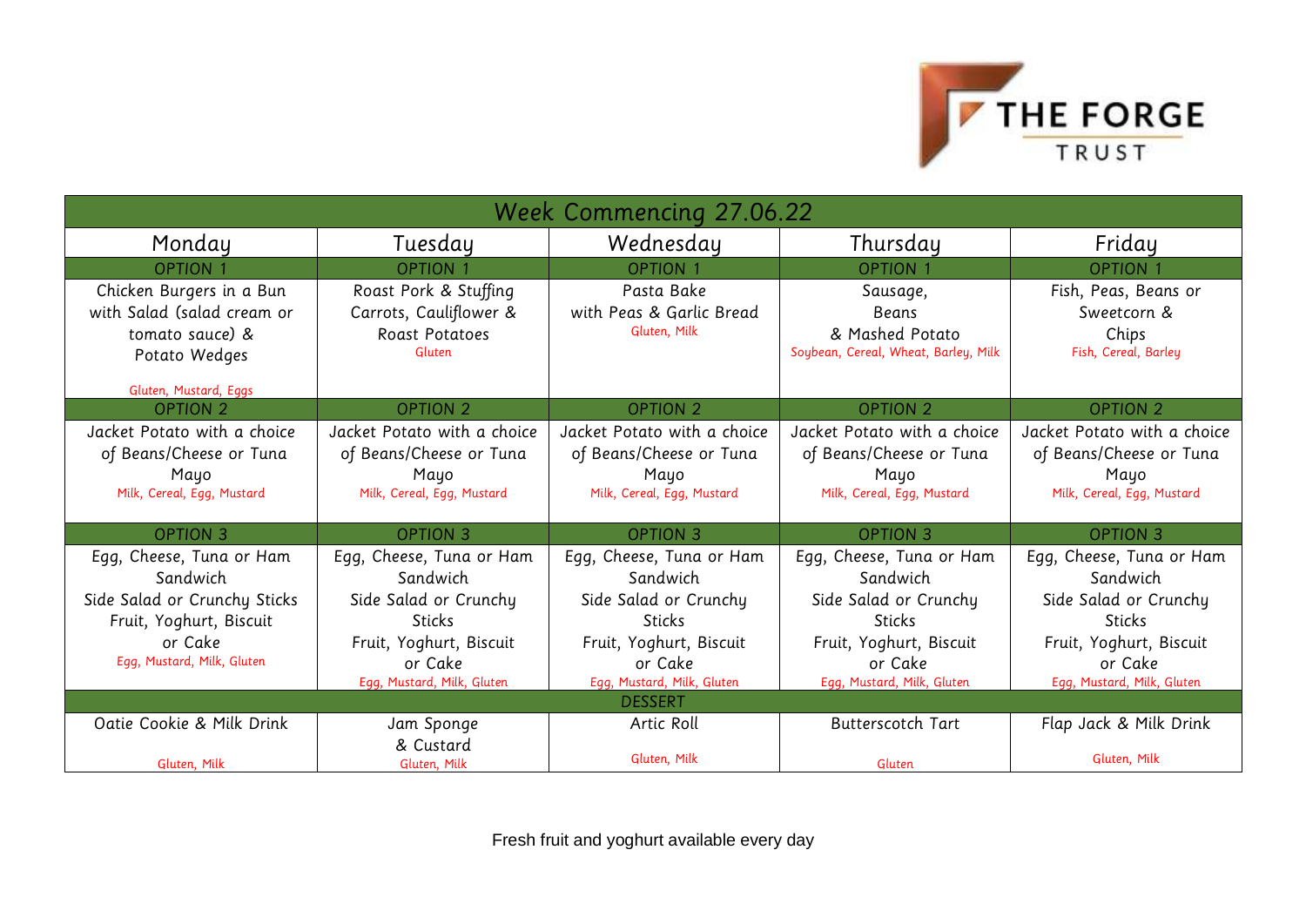THE FORGE TRUST

| Week Commencing 27.06.22 | | | | |
|---|---|---|---|---|
| **Monday** | **Tuesday** | **Wednesday** | **Thursday** | **Friday** |
| OPTION 1 | OPTION 1 | OPTION 1 | OPTION 1 | OPTION 1 |
| Chicken Burgers in a Bun with Salad (salad cream or tomato sauce) & Potato Wedges<br>Gluten, Mustard, Eggs | Roast Pork & Stuffing Carrots, Cauliflower & Roast Potatoes<br>Gluten | Pasta Bake with Peas & Garlic Bread<br>Gluten, Milk | Sausage, Beans & Mashed Potato<br>Soybean, Cereal, Wheat, Barley, Milk | Fish, Peas, Beans or Sweetcorn & Chips<br>Fish, Cereal, Barley |
| OPTION 2 | OPTION 2 | OPTION 2 | OPTION 2 | OPTION 2 |
| Jacket Potato with a choice of Beans/Cheese or Tuna Mayo<br>Milk, Cereal, Egg, Mustard | Jacket Potato with a choice of Beans/Cheese or Tuna Mayo<br>Milk, Cereal, Egg, Mustard | Jacket Potato with a choice of Beans/Cheese or Tuna Mayo<br>Milk, Cereal, Egg, Mustard | Jacket Potato with a choice of Beans/Cheese or Tuna Mayo<br>Milk, Cereal, Egg, Mustard | Jacket Potato with a choice of Beans/Cheese or Tuna Mayo<br>Milk, Cereal, Egg, Mustard |
| OPTION 3 | OPTION 3 | OPTION 3 | OPTION 3 | OPTION 3 |
| Egg, Cheese, Tuna or Ham Sandwich<br>Side Salad or Crunchy Sticks<br>Fruit, Yoghurt, Biscuit or Cake<br>Egg, Mustard, Milk, Gluten | Egg, Cheese, Tuna or Ham Sandwich<br>Side Salad or Crunchy Sticks<br>Fruit, Yoghurt, Biscuit or Cake<br>Egg, Mustard, Milk, Gluten | Egg, Cheese, Tuna or Ham Sandwich<br>Side Salad or Crunchy Sticks<br>Fruit, Yoghurt, Biscuit or Cake<br>Egg, Mustard, Milk, Gluten | Egg, Cheese, Tuna or Ham Sandwich<br>Side Salad or Crunchy Sticks<br>Fruit, Yoghurt, Biscuit or Cake<br>Egg, Mustard, Milk, Gluten | Egg, Cheese, Tuna or Ham Sandwich<br>Side Salad or Crunchy Sticks<br>Fruit, Yoghurt, Biscuit or Cake<br>Egg, Mustard, Milk, Gluten |
| DESSERT | | | | |
| Oatie Cookie & Milk Drink<br>Gluten, Milk | Jam Sponge & Custard<br>Gluten, Milk | Artic Roll<br>Gluten, Milk | Butterscotch Tart<br>Gluten | Flap Jack & Milk Drink<br>Gluten, Milk |

Fresh fruit and yoghurt available every day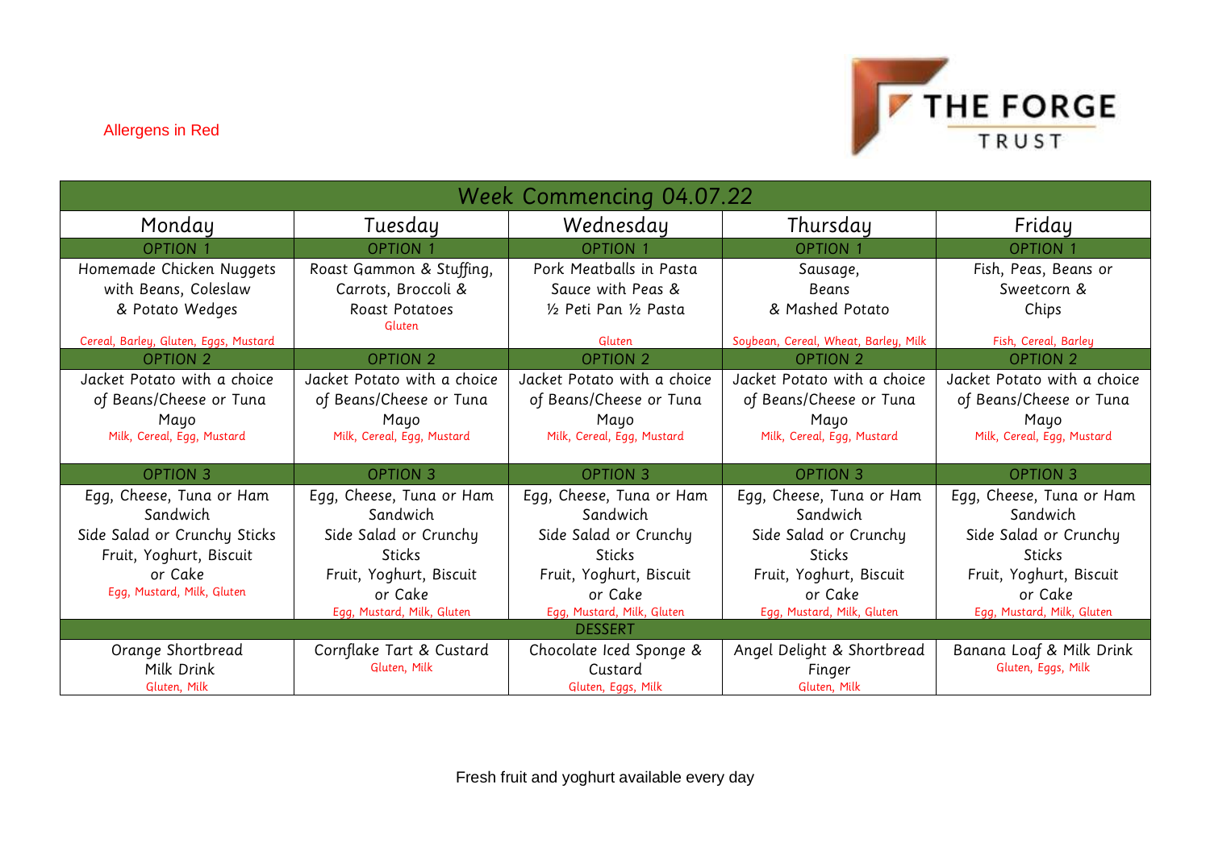Allergens in Red

THE FORGE TRUST

| Week Commencing 04.07.22 | | | | |
|---|---|---|---|---|
| Monday | Tuesday | Wednesday | Thursday | Friday |
| OPTION 1 | OPTION 1 | OPTION 1 | OPTION 1 | OPTION 1 |
| Homemade Chicken Nuggets with Beans, Coleslaw & Potato Wedges<br>Cereal, Barley, Gluten, Eggs, Mustard | Roast Gammon & Stuffing, Carrots, Broccoli & Roast Potatoes<br>Gluten | Pork Meatballs in Pasta Sauce with Peas & ½ Peti Pan ½ Pasta<br>Gluten | Sausage, Beans & Mashed Potato<br>Soybean, Cereal, Wheat, Barley, Milk | Fish, Peas, Beans or Sweetcorn & Chips<br>Fish, Cereal, Barley |
| OPTION 2 | OPTION 2 | OPTION 2 | OPTION 2 | OPTION 2 |
| Jacket Potato with a choice of Beans/Cheese or Tuna Mayo<br>Milk, Cereal, Egg, Mustard | Jacket Potato with a choice of Beans/Cheese or Tuna Mayo<br>Milk, Cereal, Egg, Mustard | Jacket Potato with a choice of Beans/Cheese or Tuna Mayo<br>Milk, Cereal, Egg, Mustard | Jacket Potato with a choice of Beans/Cheese or Tuna Mayo<br>Milk, Cereal, Egg, Mustard | Jacket Potato with a choice of Beans/Cheese or Tuna Mayo<br>Milk, Cereal, Egg, Mustard |
| OPTION 3 | OPTION 3 | OPTION 3 | OPTION 3 | OPTION 3 |
| Egg, Cheese, Tuna or Ham Sandwich<br>Side Salad or Crunchy Sticks<br>Fruit, Yoghurt, Biscuit or Cake<br>Egg, Mustard, Milk, Gluten | Egg, Cheese, Tuna or Ham Sandwich<br>Side Salad or Crunchy Sticks<br>Fruit, Yoghurt, Biscuit or Cake<br>Egg, Mustard, Milk, Gluten | Egg, Cheese, Tuna or Ham Sandwich<br>Side Salad or Crunchy Sticks<br>Fruit, Yoghurt, Biscuit or Cake<br>Egg, Mustard, Milk, Gluten | Egg, Cheese, Tuna or Ham Sandwich<br>Side Salad or Crunchy Sticks<br>Fruit, Yoghurt, Biscuit or Cake<br>Egg, Mustard, Milk, Gluten | Egg, Cheese, Tuna or Ham Sandwich<br>Side Salad or Crunchy Sticks<br>Fruit, Yoghurt, Biscuit or Cake<br>Egg, Mustard, Milk, Gluten |
| DESSERT | | | | |
| Orange Shortbread<br>Milk Drink<br>Gluten, Milk | Cornflake Tart & Custard<br>Gluten, Milk | Chocolate Iced Sponge & Custard<br>Gluten, Eggs, Milk | Angel Delight & Shortbread Finger<br>Gluten, Milk | Banana Loaf & Milk Drink<br>Gluten, Eggs, Milk |

Fresh fruit and yoghurt available every day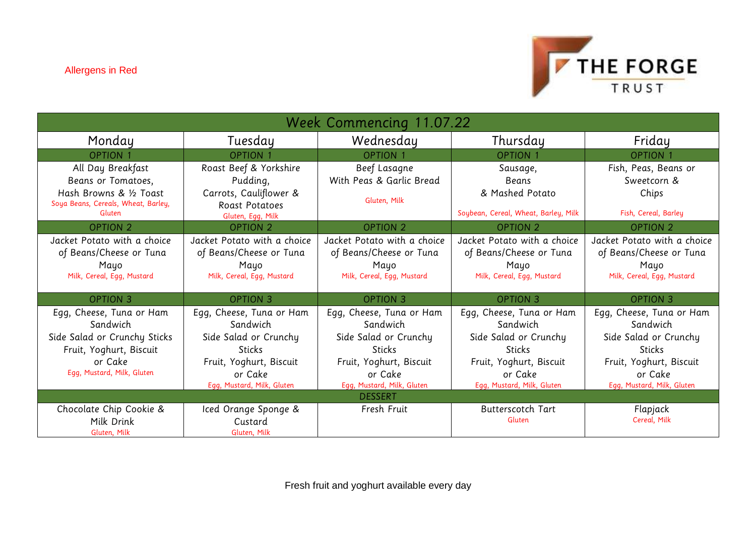Allergens in Red

THE FORGE TRUST

| Week Commencing 11.07.22 | | | | |
|---|---|---|---|---|
| **Monday** | **Tuesday** | **Wednesday** | **Thursday** | **Friday** |
| OPTION 1 | OPTION 1 | OPTION 1 | OPTION 1 | OPTION 1 |
| All Day Breakfast Beans or Tomatoes, Hash Browns & ½ Toast<br>Soya Beans, Cereals, Wheat, Barley, Gluten | Roast Beef & Yorkshire Pudding, Carrots, Cauliflower & Roast Potatoes<br>Gluten, Egg, Milk | Beef Lasagne With Peas & Garlic Bread<br>Gluten, Milk | Sausage, Beans & Mashed Potato<br>Soybean, Cereal, Wheat, Barley, Milk | Fish, Peas, Beans or Sweetcorn & Chips<br>Fish, Cereal, Barley |
| OPTION 2 | OPTION 2 | OPTION 2 | OPTION 2 | OPTION 2 |
| Jacket Potato with a choice of Beans/Cheese or Tuna Mayo<br>Milk, Cereal, Egg, Mustard | Jacket Potato with a choice of Beans/Cheese or Tuna Mayo<br>Milk, Cereal, Egg, Mustard | Jacket Potato with a choice of Beans/Cheese or Tuna Mayo<br>Milk, Cereal, Egg, Mustard | Jacket Potato with a choice of Beans/Cheese or Tuna Mayo<br>Milk, Cereal, Egg, Mustard | Jacket Potato with a choice of Beans/Cheese or Tuna Mayo<br>Milk, Cereal, Egg, Mustard |
| OPTION 3 | OPTION 3 | OPTION 3 | OPTION 3 | OPTION 3 |
| Egg, Cheese, Tuna or Ham Sandwich Side Salad or Crunchy Sticks Fruit, Yoghurt, Biscuit or Cake<br>Egg, Mustard, Milk, Gluten | Egg, Cheese, Tuna or Ham Sandwich Side Salad or Crunchy Sticks Fruit, Yoghurt, Biscuit or Cake<br>Egg, Mustard, Milk, Gluten | Egg, Cheese, Tuna or Ham Sandwich Side Salad or Crunchy Sticks Fruit, Yoghurt, Biscuit or Cake<br>Egg, Mustard, Milk, Gluten | Egg, Cheese, Tuna or Ham Sandwich Side Salad or Crunchy Sticks Fruit, Yoghurt, Biscuit or Cake<br>Egg, Mustard, Milk, Gluten | Egg, Cheese, Tuna or Ham Sandwich Side Salad or Crunchy Sticks Fruit, Yoghurt, Biscuit or Cake<br>Egg, Mustard, Milk, Gluten |
| DESSERT | | | | |
| Chocolate Chip Cookie & Milk Drink<br>Gluten, Milk | Iced Orange Sponge & Custard<br>Gluten, Milk | Fresh Fruit | Butterscotch Tart<br>Gluten | Flapjack<br>Cereal, Milk |

Fresh fruit and yoghurt available every day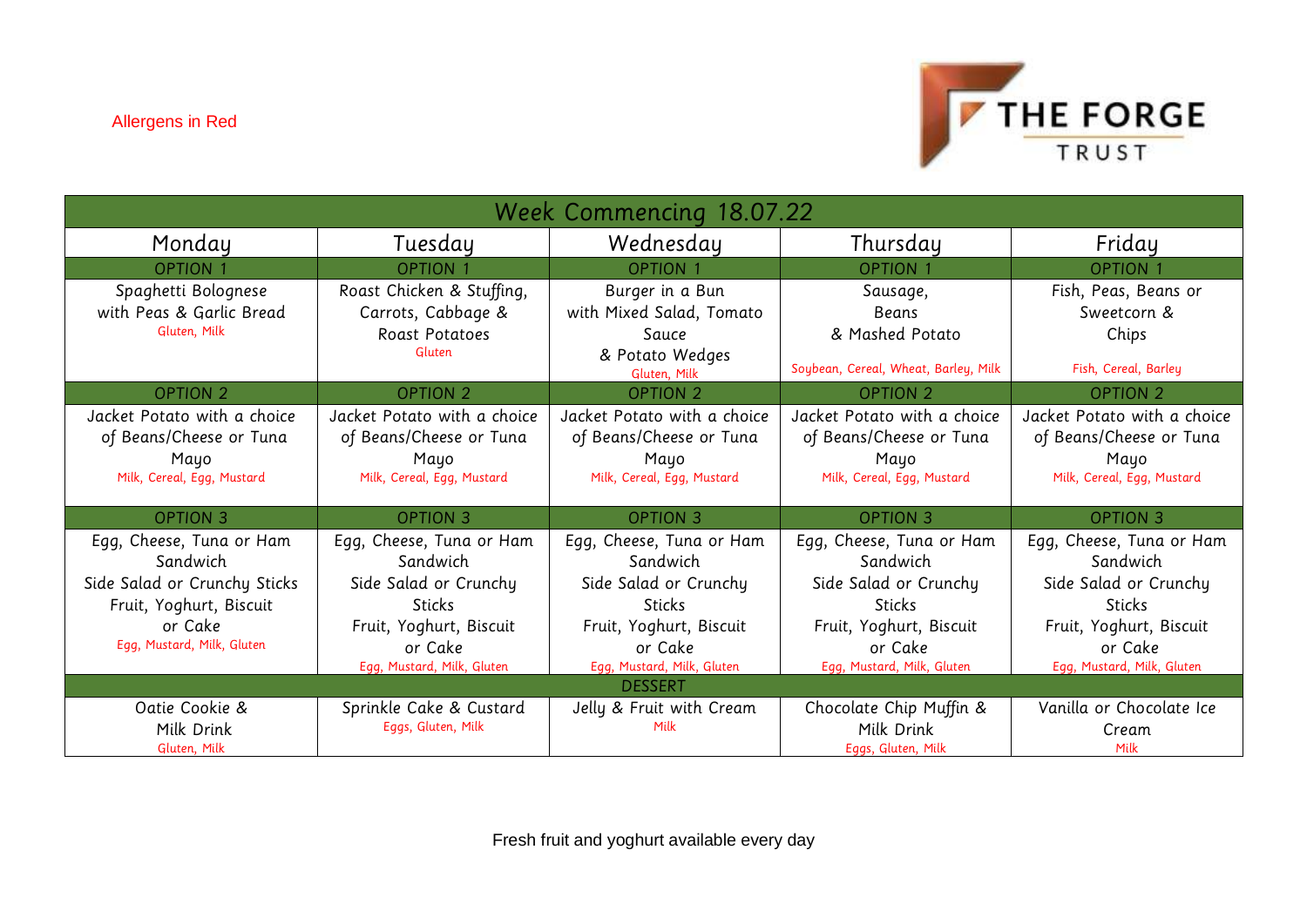Allergens in Red

THE FORGE TRUST

| Week Commencing 18.07.22 | | | | |
|---|---|---|---|---|
| Monday | Tuesday | Wednesday | Thursday | Friday |
| OPTION 1 | OPTION 1 | OPTION 1 | OPTION 1 | OPTION 1 |
| Spaghetti Bolognese with Peas & Garlic Bread<br>Gluten, Milk | Roast Chicken & Stuffing, Carrots, Cabbage & Roast Potatoes<br>Gluten | Burger in a Bun with Mixed Salad, Tomato Sauce & Potato Wedges<br>Gluten, Milk | Sausage, Beans & Mashed Potato<br>Soybean, Cereal, Wheat, Barley, Milk | Fish, Peas, Beans or Sweetcorn & Chips<br>Fish, Cereal, Barley |
| OPTION 2 | OPTION 2 | OPTION 2 | OPTION 2 | OPTION 2 |
| Jacket Potato with a choice of Beans/Cheese or Tuna Mayo<br>Milk, Cereal, Egg, Mustard | Jacket Potato with a choice of Beans/Cheese or Tuna Mayo<br>Milk, Cereal, Egg, Mustard | Jacket Potato with a choice of Beans/Cheese or Tuna Mayo<br>Milk, Cereal, Egg, Mustard | Jacket Potato with a choice of Beans/Cheese or Tuna Mayo<br>Milk, Cereal, Egg, Mustard | Jacket Potato with a choice of Beans/Cheese or Tuna Mayo<br>Milk, Cereal, Egg, Mustard |
| OPTION 3 | OPTION 3 | OPTION 3 | OPTION 3 | OPTION 3 |
| Egg, Cheese, Tuna or Ham Sandwich<br>Side Salad or Crunchy Sticks<br>Fruit, Yoghurt, Biscuit or Cake<br>Egg, Mustard, Milk, Gluten | Egg, Cheese, Tuna or Ham Sandwich<br>Side Salad or Crunchy Sticks<br>Fruit, Yoghurt, Biscuit or Cake<br>Egg, Mustard, Milk, Gluten | Egg, Cheese, Tuna or Ham Sandwich<br>Side Salad or Crunchy Sticks<br>Fruit, Yoghurt, Biscuit or Cake<br>Egg, Mustard, Milk, Gluten | Egg, Cheese, Tuna or Ham Sandwich<br>Side Salad or Crunchy Sticks<br>Fruit, Yoghurt, Biscuit or Cake<br>Egg, Mustard, Milk, Gluten | Egg, Cheese, Tuna or Ham Sandwich<br>Side Salad or Crunchy Sticks<br>Fruit, Yoghurt, Biscuit or Cake<br>Egg, Mustard, Milk, Gluten |
| DESSERT | | | | |
| Oatie Cookie & Milk Drink<br>Gluten, Milk | Sprinkle Cake & Custard<br>Eggs, Gluten, Milk | Jelly & Fruit with Cream<br>Milk | Chocolate Chip Muffin & Milk Drink<br>Eggs, Gluten, Milk | Vanilla or Chocolate Ice Cream<br>Milk |

Fresh fruit and yoghurt available every day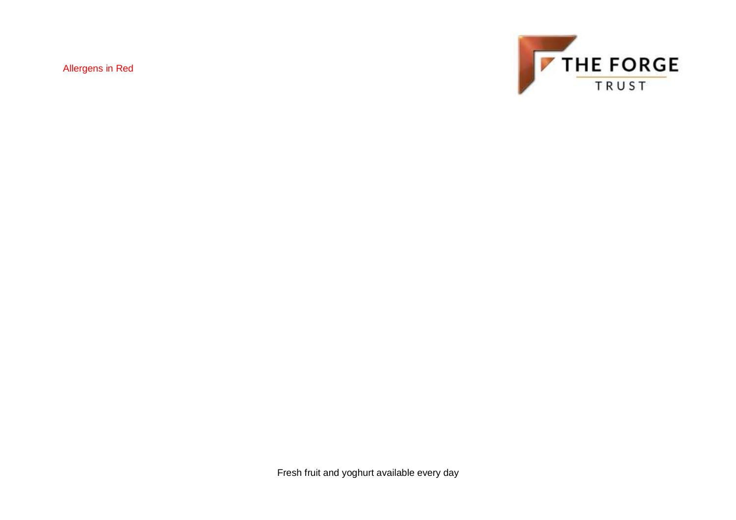Allergens in Red

THE FORGE TRUST

Fresh fruit and yoghurt available every day